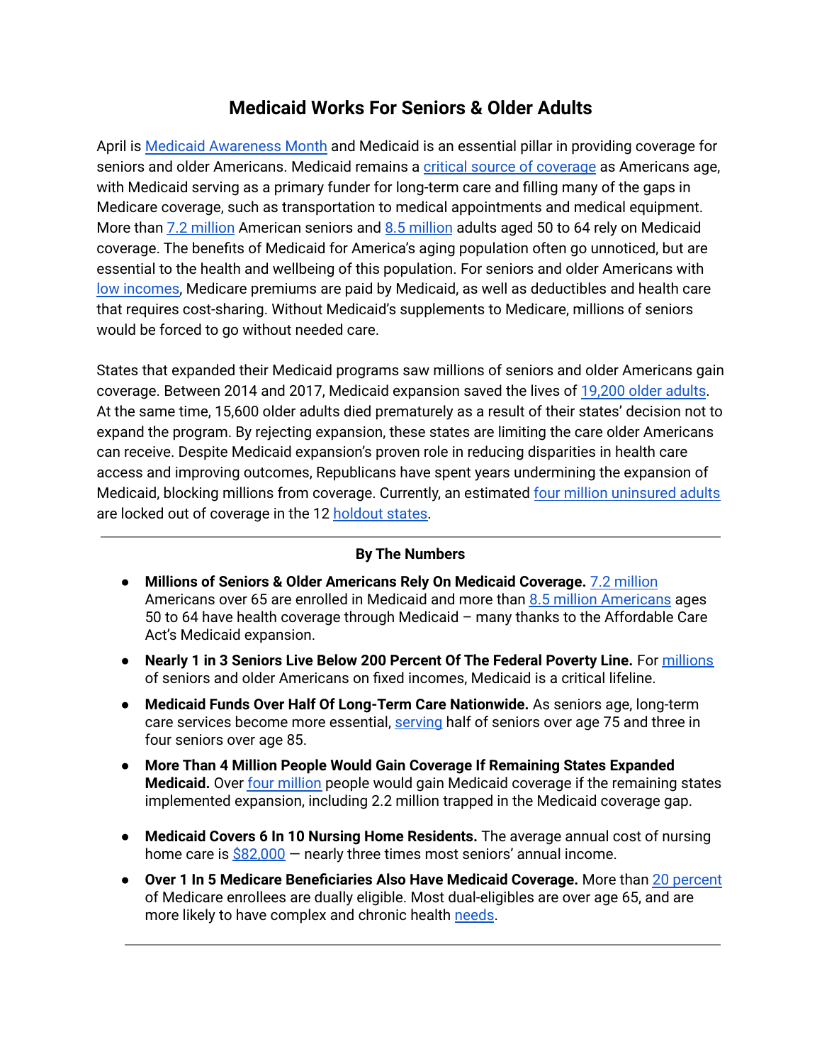# Medicaid Works For Seniors & Older Adults

April is Medicaid Awareness Month and Medicaid is an essential pillar in providing coverage for seniors and older Americans. Medicaid remains a critical source of coverage as Americans age, with Medicaid serving as a primary funder for long-term care and filling many of the gaps in Medicare coverage, such as transportation to medical appointments and medical equipment. More than 7.2 million American seniors and 8.5 million adults aged 50 to 64 rely on Medicaid coverage. The benefits of Medicaid for America's aging population often go unnoticed, but are essential to the health and wellbeing of this population. For seniors and older Americans with low incomes, Medicare premiums are paid by Medicaid, as well as deductibles and health care that requires cost-sharing. Without Medicaid's supplements to Medicare, millions of seniors would be forced to go without needed care.

States that expanded their Medicaid programs saw millions of seniors and older Americans gain coverage. Between 2014 and 2017, Medicaid expansion saved the lives of 19,200 older adults. At the same time, 15,600 older adults died prematurely as a result of their states' decision not to expand the program. By rejecting expansion, these states are limiting the care older Americans can receive. Despite Medicaid expansion's proven role in reducing disparities in health care access and improving outcomes, Republicans have spent years undermining the expansion of Medicaid, blocking millions from coverage. Currently, an estimated four million uninsured adults are locked out of coverage in the 12 holdout states.

---

**By The Numbers**

- **Millions of Seniors & Older Americans Rely On Medicaid Coverage.** 7.2 million Americans over 65 are enrolled in Medicaid and more than 8.5 million Americans ages 50 to 64 have health coverage through Medicaid – many thanks to the Affordable Care Act's Medicaid expansion.
- **Nearly 1 in 3 Seniors Live Below 200 Percent Of The Federal Poverty Line.** For millions of seniors and older Americans on fixed incomes, Medicaid is a critical lifeline.
- **Medicaid Funds Over Half Of Long-Term Care Nationwide.** As seniors age, long-term care services become more essential, serving half of seniors over age 75 and three in four seniors over age 85.
- **More Than 4 Million People Would Gain Coverage If Remaining States Expanded Medicaid.** Over four million people would gain Medicaid coverage if the remaining states implemented expansion, including 2.2 million trapped in the Medicaid coverage gap.
- **Medicaid Covers 6 In 10 Nursing Home Residents.** The average annual cost of nursing home care is $82,000 — nearly three times most seniors' annual income.
- **Over 1 In 5 Medicare Beneficiaries Also Have Medicaid Coverage.** More than 20 percent of Medicare enrollees are dually eligible. Most dual-eligibles are over age 65, and are more likely to have complex and chronic health needs.

---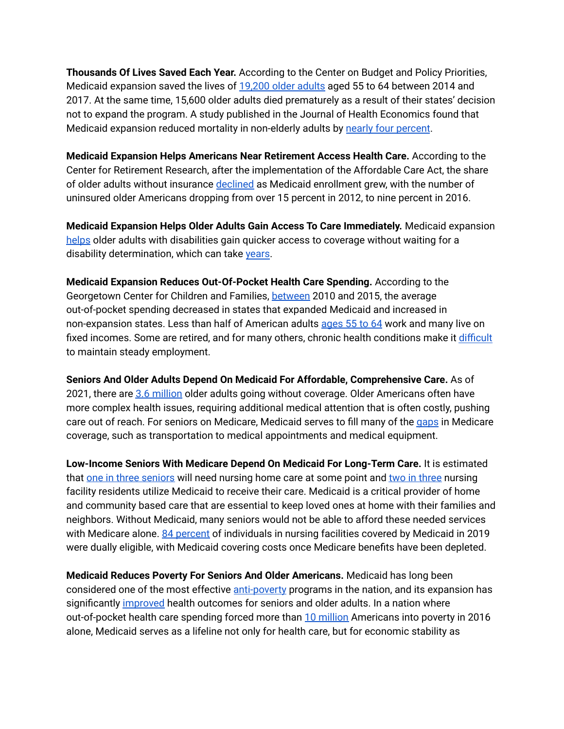**Thousands Of Lives Saved Each Year.** According to the Center on Budget and Policy Priorities, Medicaid expansion saved the lives of 19,200 older adults aged 55 to 64 between 2014 and 2017. At the same time, 15,600 older adults died prematurely as a result of their states' decision not to expand the program. A study published in the Journal of Health Economics found that Medicaid expansion reduced mortality in non-elderly adults by nearly four percent.

**Medicaid Expansion Helps Americans Near Retirement Access Health Care.** According to the Center for Retirement Research, after the implementation of the Affordable Care Act, the share of older adults without insurance declined as Medicaid enrollment grew, with the number of uninsured older Americans dropping from over 15 percent in 2012, to nine percent in 2016.

**Medicaid Expansion Helps Older Adults Gain Access To Care Immediately.** Medicaid expansion helps older adults with disabilities gain quicker access to coverage without waiting for a disability determination, which can take years.

**Medicaid Expansion Reduces Out-Of-Pocket Health Care Spending.** According to the Georgetown Center for Children and Families, between 2010 and 2015, the average out-of-pocket spending decreased in states that expanded Medicaid and increased in non-expansion states. Less than half of American adults ages 55 to 64 work and many live on fixed incomes. Some are retired, and for many others, chronic health conditions make it difficult to maintain steady employment.

**Seniors And Older Adults Depend On Medicaid For Affordable, Comprehensive Care.** As of 2021, there are 3.6 million older adults going without coverage. Older Americans often have more complex health issues, requiring additional medical attention that is often costly, pushing care out of reach. For seniors on Medicare, Medicaid serves to fill many of the gaps in Medicare coverage, such as transportation to medical appointments and medical equipment.

**Low-Income Seniors With Medicare Depend On Medicaid For Long-Term Care.** It is estimated that one in three seniors will need nursing home care at some point and two in three nursing facility residents utilize Medicaid to receive their care. Medicaid is a critical provider of home and community based care that are essential to keep loved ones at home with their families and neighbors. Without Medicaid, many seniors would not be able to afford these needed services with Medicare alone. 84 percent of individuals in nursing facilities covered by Medicaid in 2019 were dually eligible, with Medicaid covering costs once Medicare benefits have been depleted.

**Medicaid Reduces Poverty For Seniors And Older Americans.** Medicaid has long been considered one of the most effective anti-poverty programs in the nation, and its expansion has significantly improved health outcomes for seniors and older adults. In a nation where out-of-pocket health care spending forced more than 10 million Americans into poverty in 2016 alone, Medicaid serves as a lifeline not only for health care, but for economic stability as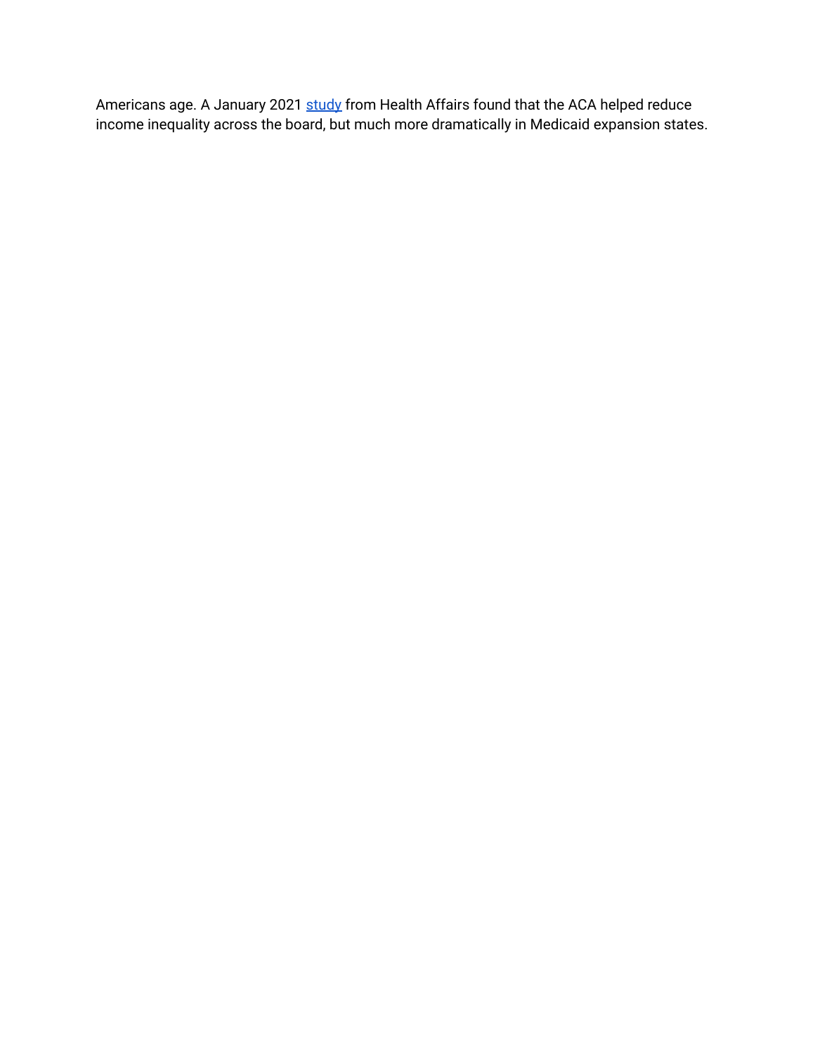Americans age. A January 2021 [study](#) from Health Affairs found that the ACA helped reduce income inequality across the board, but much more dramatically in Medicaid expansion states.